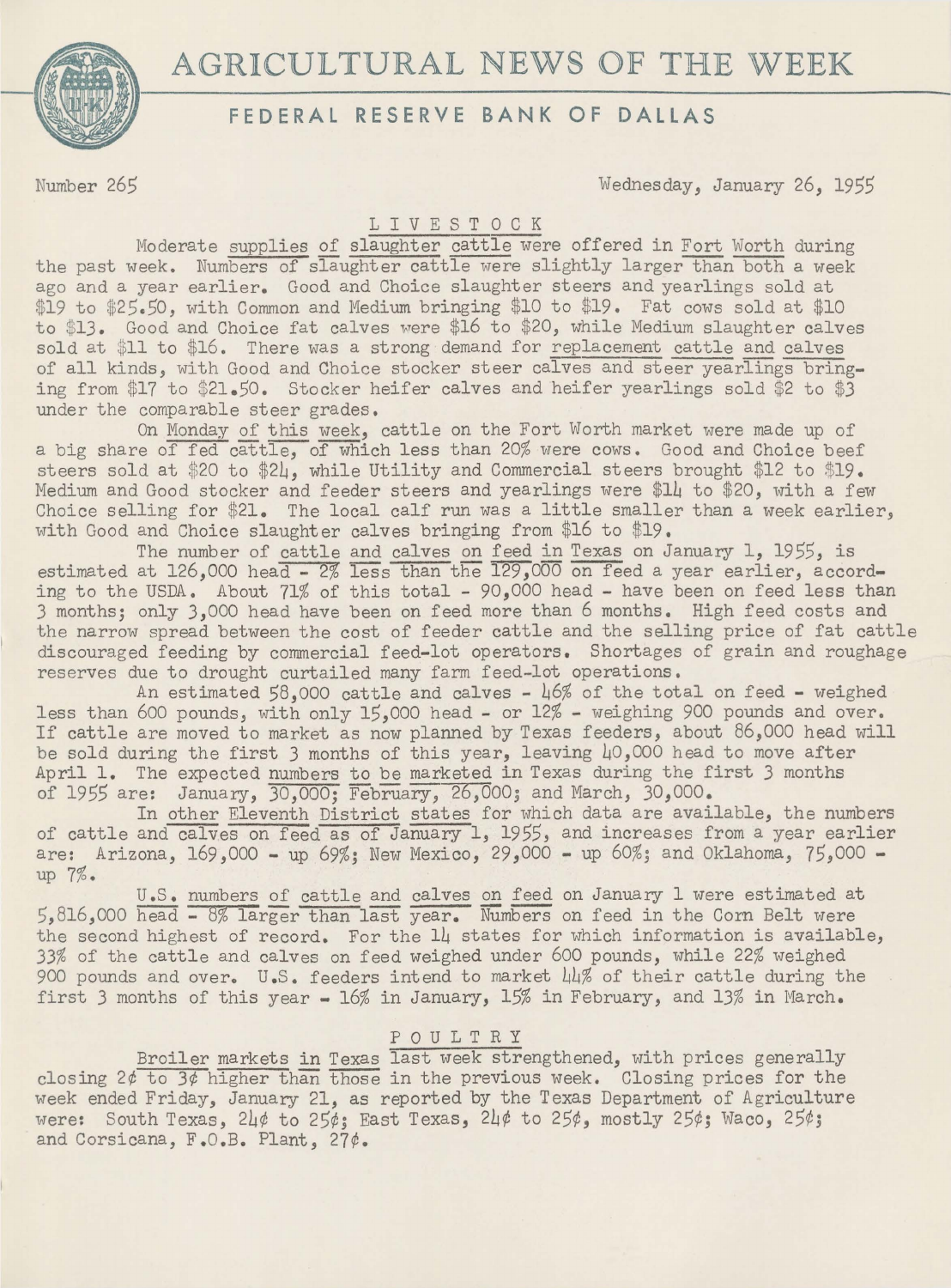// AGRICULTURAL NEWS OF THE WEEK

## FEDERAL RESERVE BANK OF DALLAS

Number 265 — Wednesday, January 26, 1955

### LIVESTOCK

Moderate supplies of slaughter cattle were offered in Fort Worth during the past week. Numbers of slaughter cattle were slightly larger than both a week ago and a year earlier. Good and Choice slaughter steers and yearlings sold at $19 to $25.50, with Common and Medium bringing $10 to $19. Fat cows sold at $10 to $13. Good and Choice fat calves were $16 to $20, while Medium slaughter calves sold at $11 to $16. There was a strong demand for replacement cattle and calves of all kinds, with Good and Choice stocker steer calves and steer yearlings bringing from $17 to $21.50. Stocker heifer calves and heifer yearlings sold $2 to $3 under the comparable steer grades.

On Monday of this week, cattle on the Fort Worth market were made up of a big share of fed cattle, of which less than 20% were cows. Good and Choice beef steers sold at $20 to $24, while Utility and Commercial steers brought $12 to $19. Medium and Good stocker and feeder steers and yearlings were $14 to $20, with a few Choice selling for $21. The local calf run was a little smaller than a week earlier, with Good and Choice slaughter calves bringing from $16 to $19.

The number of cattle and calves on feed in Texas on January 1, 1955, is estimated at 126,000 head - 2% less than the 129,000 on feed a year earlier, according to the USDA. About 71% of this total - 90,000 head - have been on feed less than 3 months; only 3,000 head have been on feed more than 6 months. High feed costs and the narrow spread between the cost of feeder cattle and the selling price of fat cattle discouraged feeding by commercial feed-lot operators. Shortages of grain and roughage reserves due to drought curtailed many farm feed-lot operations.

An estimated 58,000 cattle and calves - 46% of the total on feed - weighed less than 600 pounds, with only 15,000 head - or 12% - weighing 900 pounds and over. If cattle are moved to market as now planned by Texas feeders, about 86,000 head will be sold during the first 3 months of this year, leaving 40,000 head to move after April 1. The expected numbers to be marketed in Texas during the first 3 months of 1955 are: January, 30,000; February, 26,000; and March, 30,000.

In other Eleventh District states for which data are available, the numbers of cattle and calves on feed as of January 1, 1955, and increases from a year earlier are: Arizona, 169,000 - up 69%; New Mexico, 29,000 - up 60%; and Oklahoma, 75,000 - up 7%.

U.S. numbers of cattle and calves on feed on January 1 were estimated at 5,816,000 head - 8% larger than last year. Numbers on feed in the Corn Belt were the second highest of record. For the 14 states for which information is available, 33% of the cattle and calves on feed weighed under 600 pounds, while 22% weighed 900 pounds and over. U.S. feeders intend to market 44% of their cattle during the first 3 months of this year - 16% in January, 15% in February, and 13% in March.

### POULTRY

Broiler markets in Texas last week strengthened, with prices generally closing 2¢ to 3¢ higher than those in the previous week. Closing prices for the week ended Friday, January 21, as reported by the Texas Department of Agriculture were: South Texas, 24¢ to 25¢; East Texas, 24¢ to 25¢, mostly 25¢; Waco, 25¢; and Corsicana, F.O.B. Plant, 27¢.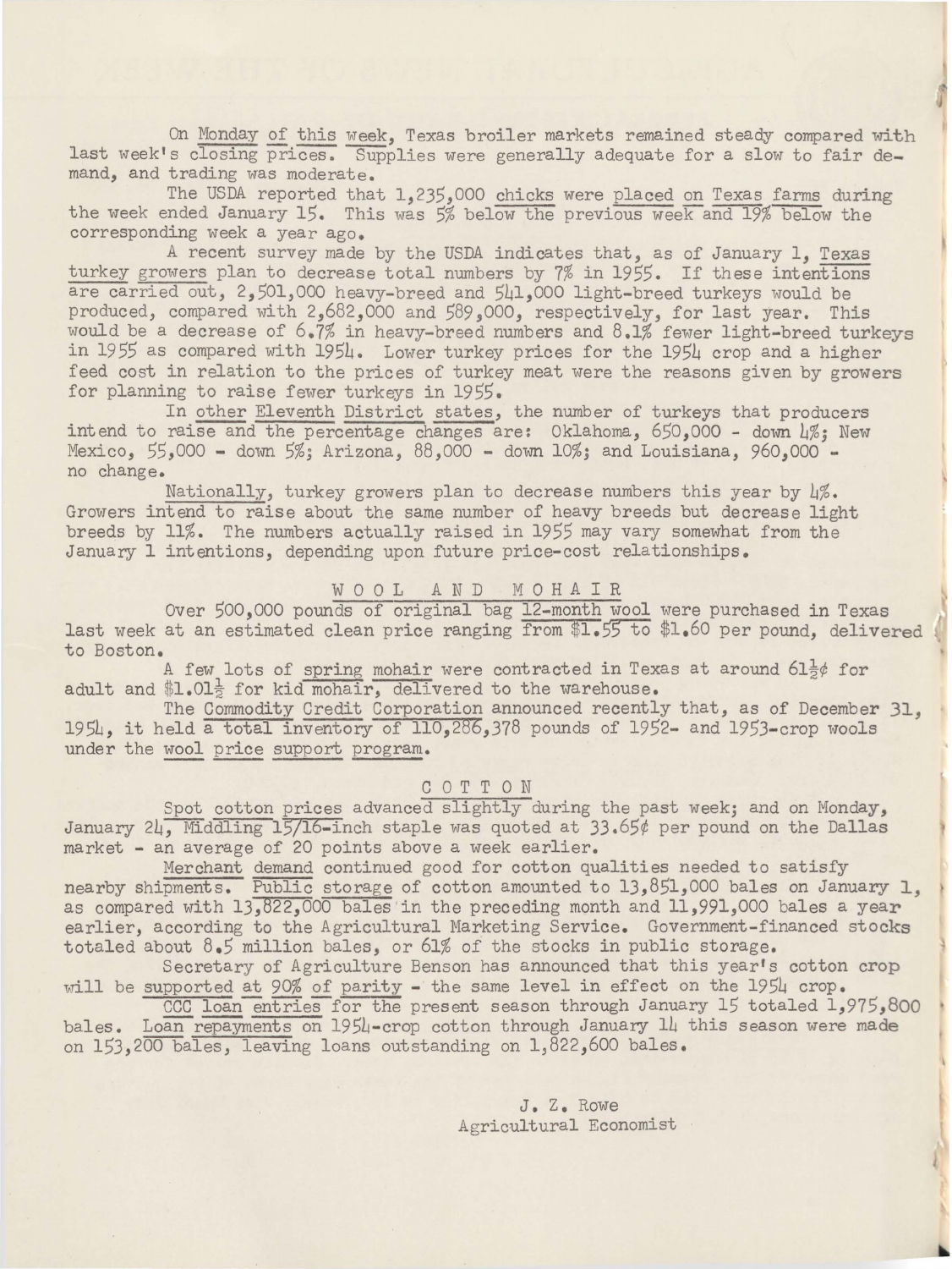On Monday of this week, Texas broiler markets remained steady compared with last week's closing prices. Supplies were generally adequate for a slow to fair demand, and trading was moderate.

The USDA reported that 1,235,000 chicks were placed on Texas farms during the week ended January 15. This was 5% below the previous week and 19% below the corresponding week a year ago.

A recent survey made by the USDA indicates that, as of January 1, Texas turkey growers plan to decrease total numbers by 7% in 1955. If these intentions are carried out, 2,501,000 heavy-breed and 541,000 light-breed turkeys would be produced, compared with 2,682,000 and 589,000, respectively, for last year. This would be a decrease of 6.7% in heavy-breed numbers and 8.1% fewer light-breed turkeys in 1955 as compared with 1954. Lower turkey prices for the 1954 crop and a higher feed cost in relation to the prices of turkey meat were the reasons given by growers for planning to raise fewer turkeys in 1955.

In other Eleventh District states, the number of turkeys that producers intend to raise and the percentage changes are: Oklahoma, 650,000 - down 4%; New Mexico, 55,000 - down 5%; Arizona, 88,000 - down 10%; and Louisiana, 960,000 - no change.

Nationally, turkey growers plan to decrease numbers this year by 4%. Growers intend to raise about the same number of heavy breeds but decrease light breeds by 11%. The numbers actually raised in 1955 may vary somewhat from the January 1 intentions, depending upon future price-cost relationships.

## WOOL AND MOHAIR

Over 500,000 pounds of original bag 12-month wool were purchased in Texas last week at an estimated clean price ranging from $1.55 to $1.60 per pound, delivered to Boston.

A few lots of spring mohair were contracted in Texas at around 61½¢ for adult and $1.01½ for kid mohair, delivered to the warehouse.

The Commodity Credit Corporation announced recently that, as of December 31, 1954, it held a total inventory of 110,286,378 pounds of 1952- and 1953-crop wools under the wool price support program.

## COTTON

Spot cotton prices advanced slightly during the past week; and on Monday, January 24, Middling 15/16-inch staple was quoted at 33.65¢ per pound on the Dallas market - an average of 20 points above a week earlier.

Merchant demand continued good for cotton qualities needed to satisfy nearby shipments. Public storage of cotton amounted to 13,851,000 bales on January 1, as compared with 13,822,000 bales in the preceding month and 11,991,000 bales a year earlier, according to the Agricultural Marketing Service. Government-financed stocks totaled about 8.5 million bales, or 61% of the stocks in public storage.

Secretary of Agriculture Benson has announced that this year's cotton crop will be supported at 90% of parity - the same level in effect on the 1954 crop.

CCC loan entries for the present season through January 15 totaled 1,975,800 bales. Loan repayments on 1954-crop cotton through January 14 this season were made on 153,200 bales, leaving loans outstanding on 1,822,600 bales.

J. Z. Rowe
Agricultural Economist